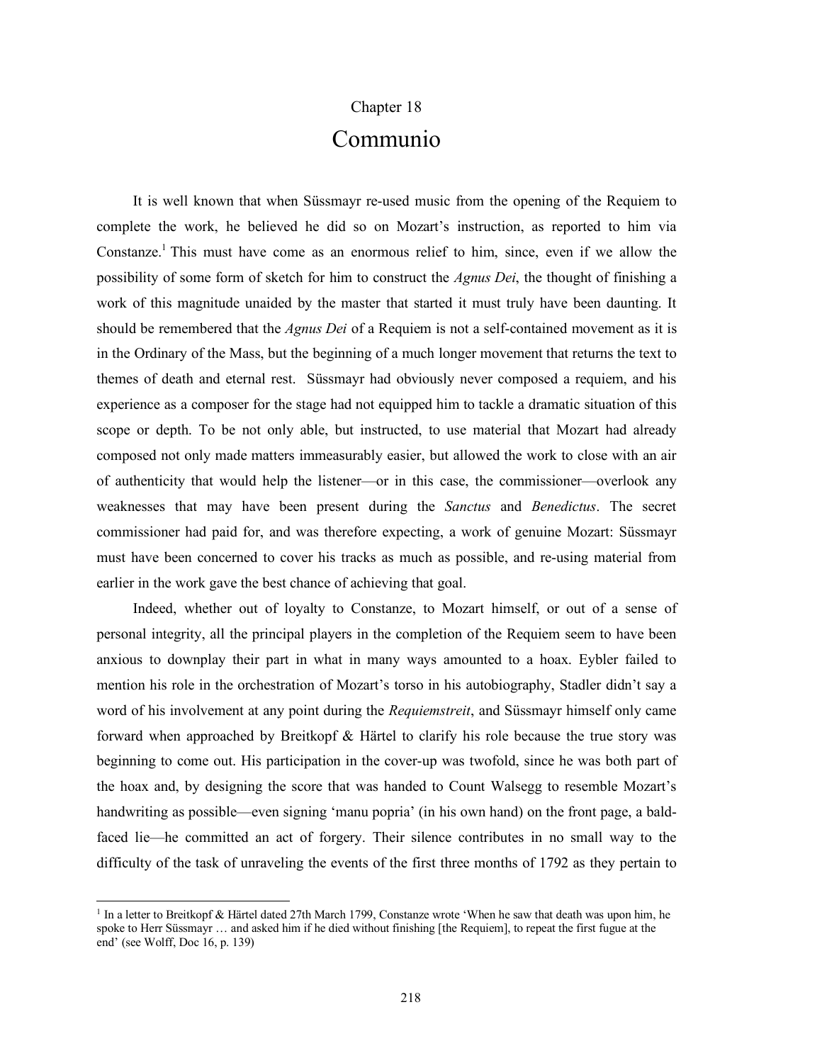# Chapter 18

# Communio

It is well known that when Süssmayr re-used music from the opening of the Requiem to complete the work, he believed he did so on Mozart's instruction, as reported to him via Constanze.[1] This must have come as an enormous relief to him, since, even if we allow the possibility of some form of sketch for him to construct the *Agnus Dei*, the thought of finishing a work of this magnitude unaided by the master that started it must truly have been daunting. It should be remembered that the *Agnus Dei* of a Requiem is not a self-contained movement as it is in the Ordinary of the Mass, but the beginning of a much longer movement that returns the text to themes of death and eternal rest. Süssmayr had obviously never composed a requiem, and his experience as a composer for the stage had not equipped him to tackle a dramatic situation of this scope or depth. To be not only able, but instructed, to use material that Mozart had already composed not only made matters immeasurably easier, but allowed the work to close with an air of authenticity that would help the listener—or in this case, the commissioner—overlook any weaknesses that may have been present during the *Sanctus* and *Benedictus*. The secret commissioner had paid for, and was therefore expecting, a work of genuine Mozart: Süssmayr must have been concerned to cover his tracks as much as possible, and re-using material from earlier in the work gave the best chance of achieving that goal.

Indeed, whether out of loyalty to Constanze, to Mozart himself, or out of a sense of personal integrity, all the principal players in the completion of the Requiem seem to have been anxious to downplay their part in what in many ways amounted to a hoax. Eybler failed to mention his role in the orchestration of Mozart's torso in his autobiography, Stadler didn't say a word of his involvement at any point during the *Requiemstreit*, and Süssmayr himself only came forward when approached by Breitkopf & Härtel to clarify his role because the true story was beginning to come out. His participation in the cover-up was twofold, since he was both part of the hoax and, by designing the score that was handed to Count Walsegg to resemble Mozart's handwriting as possible—even signing 'manu popria' (in his own hand) on the front page, a bald-faced lie—he committed an act of forgery. Their silence contributes in no small way to the difficulty of the task of unraveling the events of the first three months of 1792 as they pertain to

---

[1] In a letter to Breitkopf & Härtel dated 27th March 1799, Constanze wrote 'When he saw that death was upon him, he spoke to Herr Süssmayr … and asked him if he died without finishing [the Requiem], to repeat the first fugue at the end' (see Wolff, Doc 16, p. 139)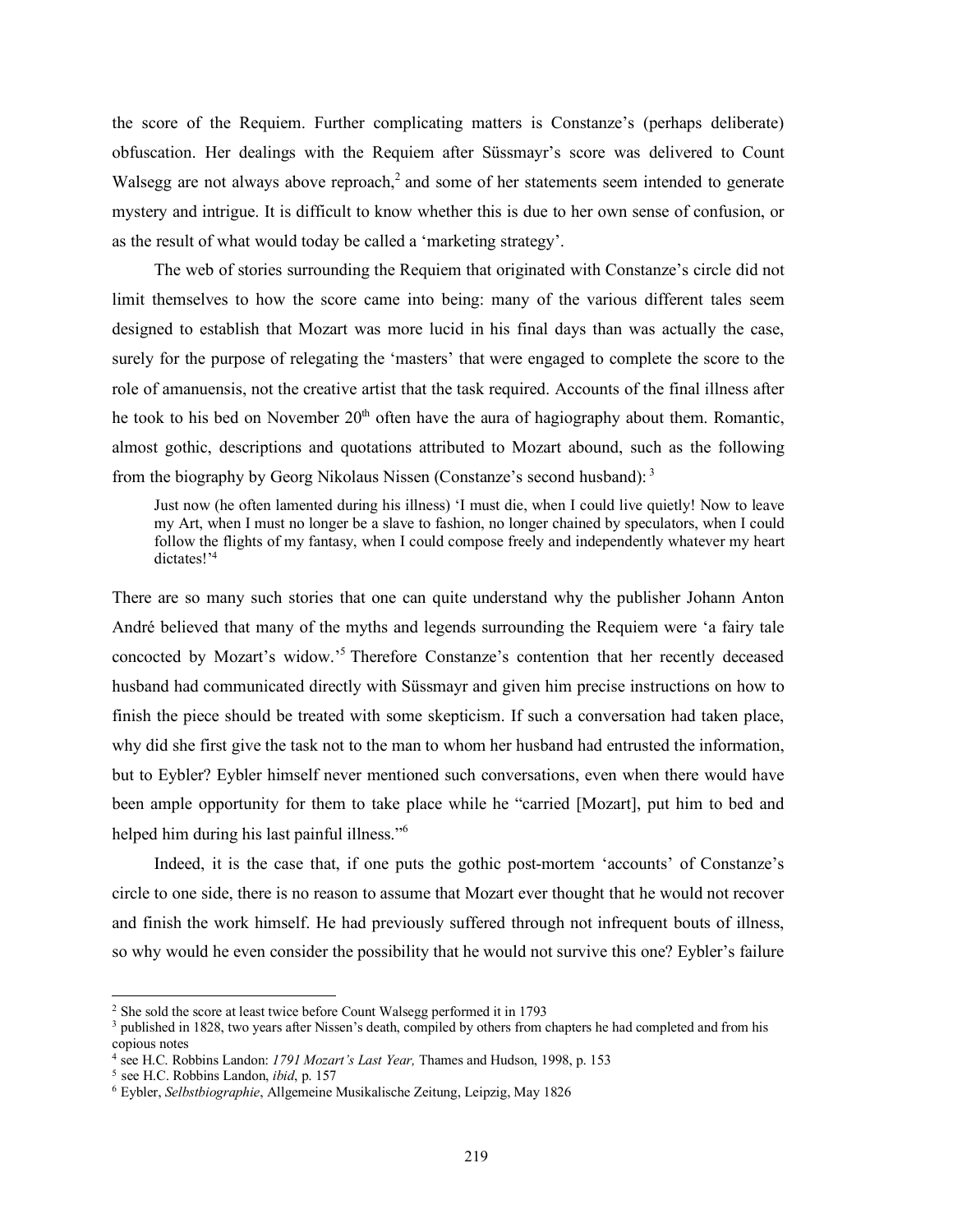the score of the Requiem. Further complicating matters is Constanze's (perhaps deliberate) obfuscation. Her dealings with the Requiem after Süssmayr's score was delivered to Count Walsegg are not always above reproach,[2] and some of her statements seem intended to generate mystery and intrigue. It is difficult to know whether this is due to her own sense of confusion, or as the result of what would today be called a 'marketing strategy'.

The web of stories surrounding the Requiem that originated with Constanze's circle did not limit themselves to how the score came into being: many of the various different tales seem designed to establish that Mozart was more lucid in his final days than was actually the case, surely for the purpose of relegating the 'masters' that were engaged to complete the score to the role of amanuensis, not the creative artist that the task required. Accounts of the final illness after he took to his bed on November 20th often have the aura of hagiography about them. Romantic, almost gothic, descriptions and quotations attributed to Mozart abound, such as the following from the biography by Georg Nikolaus Nissen (Constanze's second husband):[3]

> Just now (he often lamented during his illness) 'I must die, when I could live quietly! Now to leave my Art, when I must no longer be a slave to fashion, no longer chained by speculators, when I could follow the flights of my fantasy, when I could compose freely and independently whatever my heart dictates!'[4]

There are so many such stories that one can quite understand why the publisher Johann Anton André believed that many of the myths and legends surrounding the Requiem were 'a fairy tale concocted by Mozart's widow.'[5] Therefore Constanze's contention that her recently deceased husband had communicated directly with Süssmayr and given him precise instructions on how to finish the piece should be treated with some skepticism. If such a conversation had taken place, why did she first give the task not to the man to whom her husband had entrusted the information, but to Eybler? Eybler himself never mentioned such conversations, even when there would have been ample opportunity for them to take place while he "carried [Mozart], put him to bed and helped him during his last painful illness."[6]

Indeed, it is the case that, if one puts the gothic post-mortem 'accounts' of Constanze's circle to one side, there is no reason to assume that Mozart ever thought that he would not recover and finish the work himself. He had previously suffered through not infrequent bouts of illness, so why would he even consider the possibility that he would not survive this one? Eybler's failure

---

[2] She sold the score at least twice before Count Walsegg performed it in 1793

[3] published in 1828, two years after Nissen's death, compiled by others from chapters he had completed and from his copious notes

[4] see H.C. Robbins Landon: *1791 Mozart's Last Year,* Thames and Hudson, 1998, p. 153

[5] see H.C. Robbins Landon, *ibid*, p. 157

[6] Eybler, *Selbstbiographie*, Allgemeine Musikalische Zeitung, Leipzig, May 1826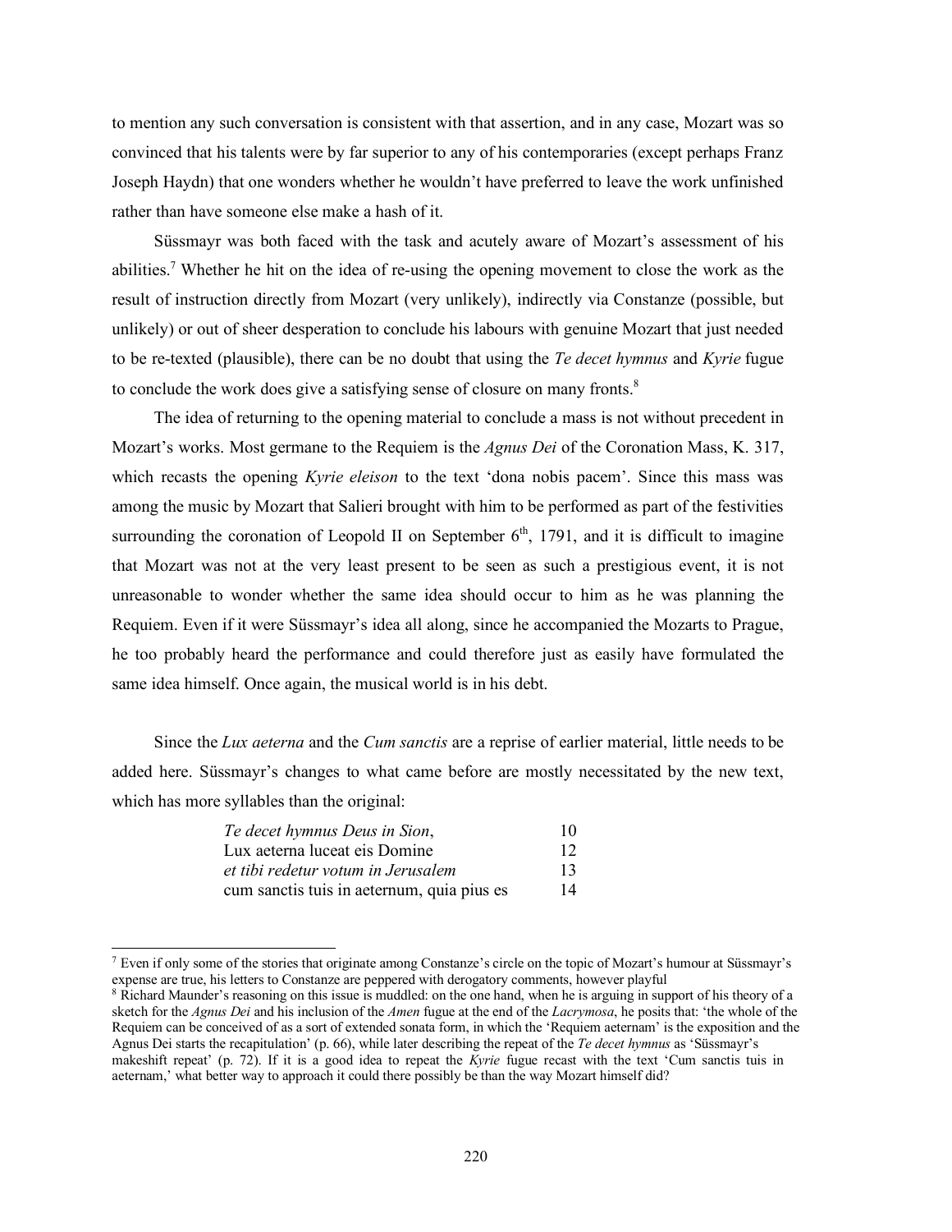to mention any such conversation is consistent with that assertion, and in any case, Mozart was so convinced that his talents were by far superior to any of his contemporaries (except perhaps Franz Joseph Haydn) that one wonders whether he wouldn't have preferred to leave the work unfinished rather than have someone else make a hash of it.

Süssmayr was both faced with the task and acutely aware of Mozart's assessment of his abilities.[7] Whether he hit on the idea of re-using the opening movement to close the work as the result of instruction directly from Mozart (very unlikely), indirectly via Constanze (possible, but unlikely) or out of sheer desperation to conclude his labours with genuine Mozart that just needed to be re-texted (plausible), there can be no doubt that using the *Te decet hymnus* and *Kyrie* fugue to conclude the work does give a satisfying sense of closure on many fronts.[8]

The idea of returning to the opening material to conclude a mass is not without precedent in Mozart's works. Most germane to the Requiem is the *Agnus Dei* of the Coronation Mass, K. 317, which recasts the opening *Kyrie eleison* to the text 'dona nobis pacem'. Since this mass was among the music by Mozart that Salieri brought with him to be performed as part of the festivities surrounding the coronation of Leopold II on September 6th, 1791, and it is difficult to imagine that Mozart was not at the very least present to be seen as such a prestigious event, it is not unreasonable to wonder whether the same idea should occur to him as he was planning the Requiem. Even if it were Süssmayr's idea all along, since he accompanied the Mozarts to Prague, he too probably heard the performance and could therefore just as easily have formulated the same idea himself. Once again, the musical world is in his debt.

Since the *Lux aeterna* and the *Cum sanctis* are a reprise of earlier material, little needs to be added here. Süssmayr's changes to what came before are mostly necessitated by the new text, which has more syllables than the original:

| | |
|---|---|
| *Te decet hymnus Deus in Sion*, | 10 |
| Lux aeterna luceat eis Domine | 12 |
| *et tibi redetur votum in Jerusalem* | 13 |
| cum sanctis tuis in aeternum, quia pius es | 14 |

---

[7] Even if only some of the stories that originate among Constanze's circle on the topic of Mozart's humour at Süssmayr's expense are true, his letters to Constanze are peppered with derogatory comments, however playful

[8] Richard Maunder's reasoning on this issue is muddled: on the one hand, when he is arguing in support of his theory of a sketch for the *Agnus Dei* and his inclusion of the *Amen* fugue at the end of the *Lacrymosa*, he posits that: 'the whole of the Requiem can be conceived of as a sort of extended sonata form, in which the 'Requiem aeternam' is the exposition and the Agnus Dei starts the recapitulation' (p. 66), while later describing the repeat of the *Te decet hymnus* as 'Süssmayr's makeshift repeat' (p. 72). If it is a good idea to repeat the *Kyrie* fugue recast with the text 'Cum sanctis tuis in aeternam,' what better way to approach it could there possibly be than the way Mozart himself did?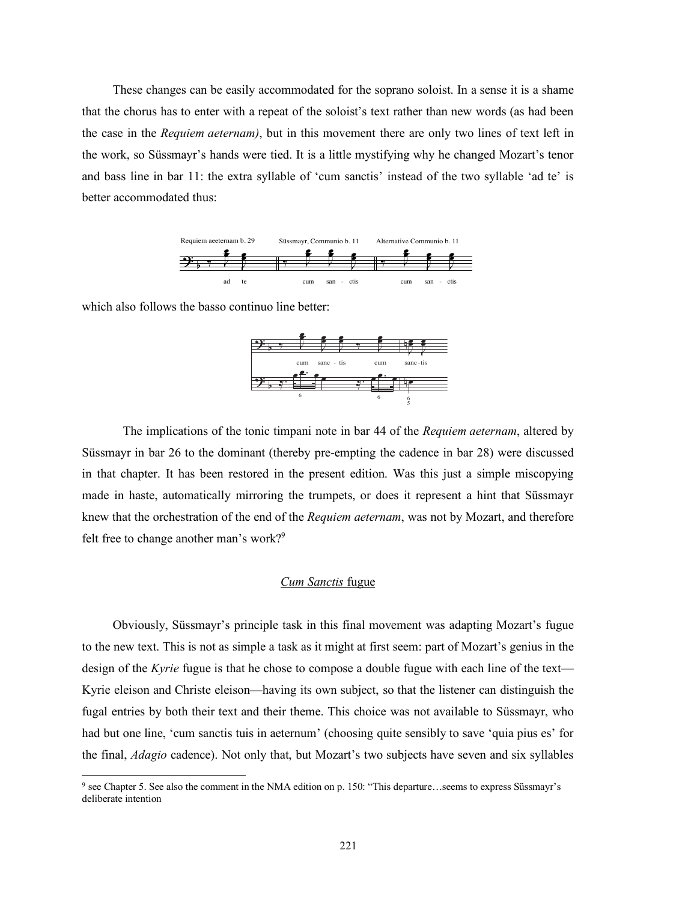These changes can be easily accommodated for the soprano soloist. In a sense it is a shame that the chorus has to enter with a repeat of the soloist's text rather than new words (as had been the case in the *Requiem aeternam)*, but in this movement there are only two lines of text left in the work, so Süssmayr's hands were tied. It is a little mystifying why he changed Mozart's tenor and bass line in bar 11: the extra syllable of 'cum sanctis' instead of the two syllable 'ad te' is better accommodated thus:

Requiem aeeternam b. 29 Süssmayr, Communio b. 11 Alternative Communio b. 11

ad te cum san - ctis cum san - ctis

which also follows the basso continuo line better:

cum sanc - tis cum sanc-tis

The implications of the tonic timpani note in bar 44 of the *Requiem aeternam*, altered by Süssmayr in bar 26 to the dominant (thereby pre-empting the cadence in bar 28) were discussed in that chapter. It has been restored in the present edition. Was this just a simple miscopying made in haste, automatically mirroring the trumpets, or does it represent a hint that Süssmayr knew that the orchestration of the end of the *Requiem aeternam*, was not by Mozart, and therefore felt free to change another man's work?[9]

## *Cum Sanctis* fugue

Obviously, Süssmayr's principle task in this final movement was adapting Mozart's fugue to the new text. This is not as simple a task as it might at first seem: part of Mozart's genius in the design of the *Kyrie* fugue is that he chose to compose a double fugue with each line of the text—Kyrie eleison and Christe eleison—having its own subject, so that the listener can distinguish the fugal entries by both their text and their theme. This choice was not available to Süssmayr, who had but one line, 'cum sanctis tuis in aeternum' (choosing quite sensibly to save 'quia pius es' for the final, *Adagio* cadence). Not only that, but Mozart's two subjects have seven and six syllables

---

[9] see Chapter 5. See also the comment in the NMA edition on p. 150: "This departure…seems to express Süssmayr's deliberate intention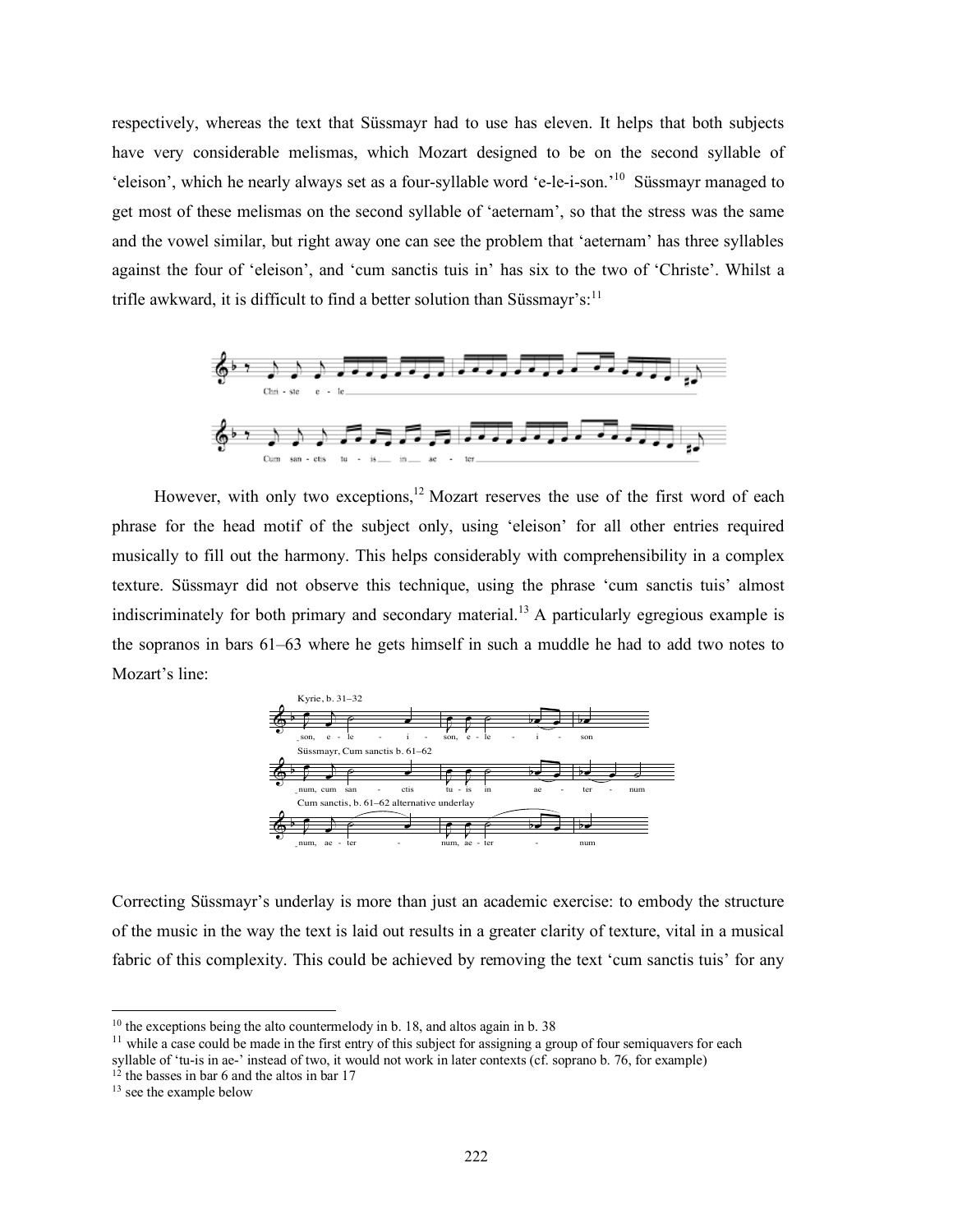respectively, whereas the text that Süssmayr had to use has eleven. It helps that both subjects have very considerable melismas, which Mozart designed to be on the second syllable of 'eleison', which he nearly always set as a four-syllable word 'e-le-i-son.'[10] Süssmayr managed to get most of these melismas on the second syllable of 'aeternam', so that the stress was the same and the vowel similar, but right away one can see the problem that 'aeternam' has three syllables against the four of 'eleison', and 'cum sanctis tuis in' has six to the two of 'Christe'. Whilst a trifle awkward, it is difficult to find a better solution than Süssmayr's:[11]

However, with only two exceptions,[12] Mozart reserves the use of the first word of each phrase for the head motif of the subject only, using 'eleison' for all other entries required musically to fill out the harmony. This helps considerably with comprehensibility in a complex texture. Süssmayr did not observe this technique, using the phrase 'cum sanctis tuis' almost indiscriminately for both primary and secondary material.[13] A particularly egregious example is the sopranos in bars 61–63 where he gets himself in such a muddle he had to add two notes to Mozart's line:

Correcting Süssmayr's underlay is more than just an academic exercise: to embody the structure of the music in the way the text is laid out results in a greater clarity of texture, vital in a musical fabric of this complexity. This could be achieved by removing the text 'cum sanctis tuis' for any

---

[10] the exceptions being the alto countermelody in b. 18, and altos again in b. 38

[11] while a case could be made in the first entry of this subject for assigning a group of four semiquavers for each syllable of 'tu-is in ae-' instead of two, it would not work in later contexts (cf. soprano b. 76, for example)

[12] the basses in bar 6 and the altos in bar 17

[13] see the example below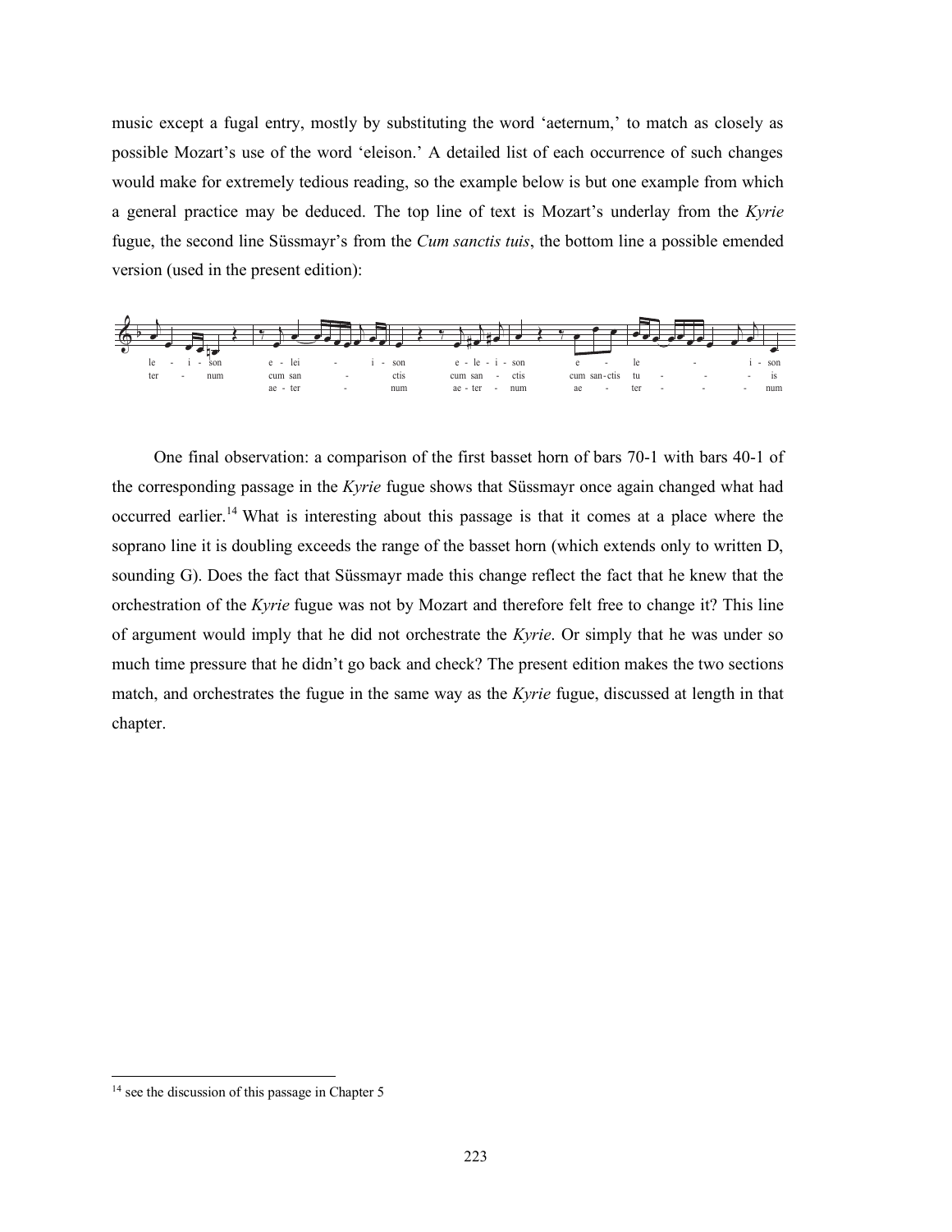music except a fugal entry, mostly by substituting the word 'aeternum,' to match as closely as possible Mozart's use of the word 'eleison.' A detailed list of each occurrence of such changes would make for extremely tedious reading, so the example below is but one example from which a general practice may be deduced. The top line of text is Mozart's underlay from the *Kyrie* fugue, the second line Süssmayr's from the *Cum sanctis tuis*, the bottom line a possible emended version (used in the present edition):

le - i - son e - lei - i - son e - le - i - son e - le - i - son
ter - num cum san - ctis cum san - ctis cum san-ctis tu - - - is
ae - ter - num ae - ter - num ae - ter - - - num

One final observation: a comparison of the first basset horn of bars 70-1 with bars 40-1 of the corresponding passage in the *Kyrie* fugue shows that Süssmayr once again changed what had occurred earlier.[14] What is interesting about this passage is that it comes at a place where the soprano line it is doubling exceeds the range of the basset horn (which extends only to written D, sounding G). Does the fact that Süssmayr made this change reflect the fact that he knew that the orchestration of the *Kyrie* fugue was not by Mozart and therefore felt free to change it? This line of argument would imply that he did not orchestrate the *Kyrie*. Or simply that he was under so much time pressure that he didn't go back and check? The present edition makes the two sections match, and orchestrates the fugue in the same way as the *Kyrie* fugue, discussed at length in that chapter.

[14] see the discussion of this passage in Chapter 5